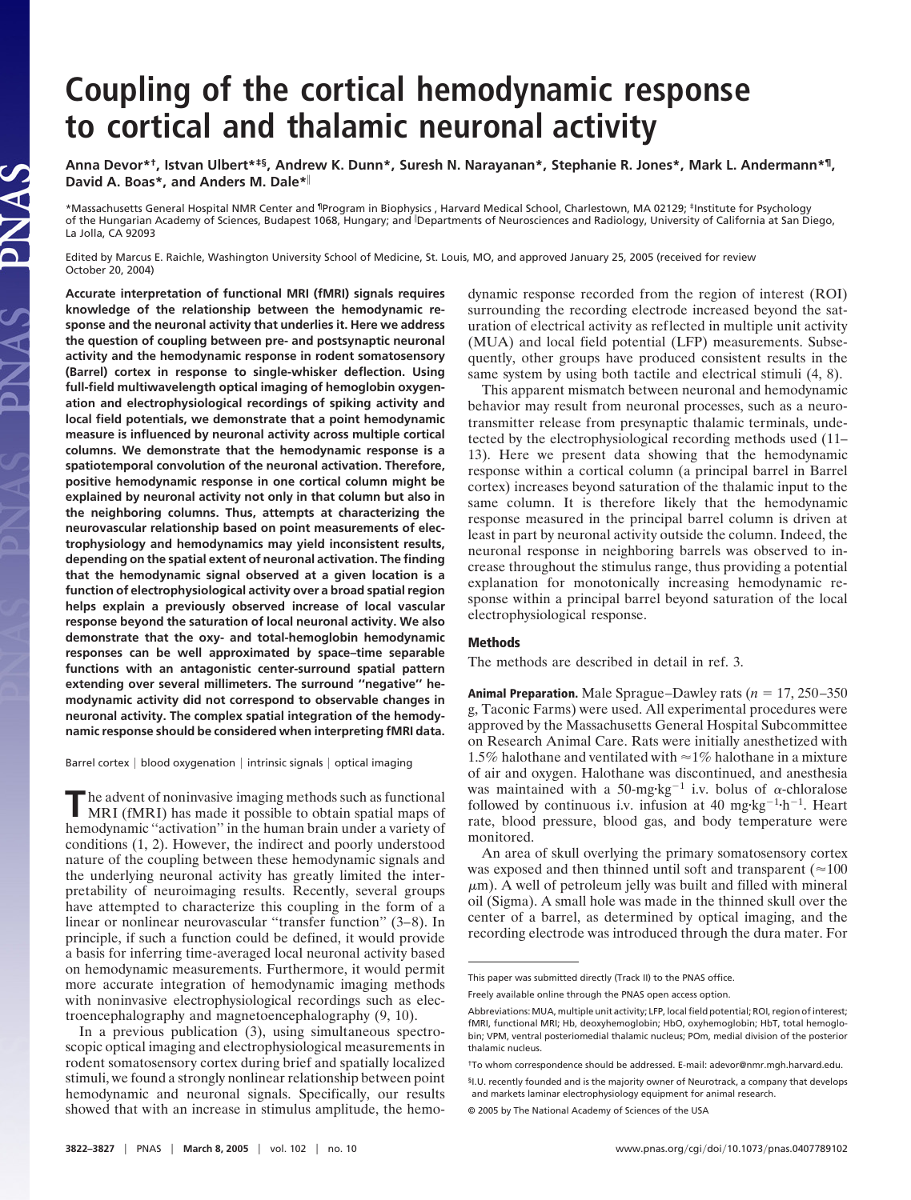# Coupling of the cortical hemodynamic response to cortical and thalamic neuronal activity

Anna Devor*[†], Istvan Ulbert*[‡§], Andrew K. Dunn*, Suresh N. Narayanan*, Stephanie R. Jones*, Mark L. Andermann*[¶], David A. Boas*, and Anders M. Dale*[‖]

*Massachusetts General Hospital NMR Center and [¶]Program in Biophysics , Harvard Medical School, Charlestown, MA 02129; [‡]Institute for Psychology of the Hungarian Academy of Sciences, Budapest 1068, Hungary; and [‖]Departments of Neurosciences and Radiology, University of California at San Diego, La Jolla, CA 92093

Edited by Marcus E. Raichle, Washington University School of Medicine, St. Louis, MO, and approved January 25, 2005 (received for review October 20, 2004)

**Accurate interpretation of functional MRI (fMRI) signals requires knowledge of the relationship between the hemodynamic response and the neuronal activity that underlies it. Here we address the question of coupling between pre- and postsynaptic neuronal activity and the hemodynamic response in rodent somatosensory (Barrel) cortex in response to single-whisker deflection. Using full-field multiwavelength optical imaging of hemoglobin oxygenation and electrophysiological recordings of spiking activity and local field potentials, we demonstrate that a point hemodynamic measure is influenced by neuronal activity across multiple cortical columns. We demonstrate that the hemodynamic response is a spatiotemporal convolution of the neuronal activation. Therefore, positive hemodynamic response in one cortical column might be explained by neuronal activity not only in that column but also in the neighboring columns. Thus, attempts at characterizing the neurovascular relationship based on point measurements of electrophysiology and hemodynamics may yield inconsistent results, depending on the spatial extent of neuronal activation. The finding that the hemodynamic signal observed at a given location is a function of electrophysiological activity over a broad spatial region helps explain a previously observed increase of local vascular response beyond the saturation of local neuronal activity. We also demonstrate that the oxy- and total-hemoglobin hemodynamic responses can be well approximated by space–time separable functions with an antagonistic center-surround spatial pattern extending over several millimeters. The surround "negative" hemodynamic activity did not correspond to observable changes in neuronal activity. The complex spatial integration of the hemodynamic response should be considered when interpreting fMRI data.**

Barrel cortex | blood oxygenation | intrinsic signals | optical imaging

The advent of noninvasive imaging methods such as functional MRI (fMRI) has made it possible to obtain spatial maps of hemodynamic "activation" in the human brain under a variety of conditions (1, 2). However, the indirect and poorly understood nature of the coupling between these hemodynamic signals and the underlying neuronal activity has greatly limited the interpretability of neuroimaging results. Recently, several groups have attempted to characterize this coupling in the form of a linear or nonlinear neurovascular "transfer function" (3–8). In principle, if such a function could be defined, it would provide a basis for inferring time-averaged local neuronal activity based on hemodynamic measurements. Furthermore, it would permit more accurate integration of hemodynamic imaging methods with noninvasive electrophysiological recordings such as electroencephalography and magnetoencephalography (9, 10).

In a previous publication (3), using simultaneous spectroscopic optical imaging and electrophysiological measurements in rodent somatosensory cortex during brief and spatially localized stimuli, we found a strongly nonlinear relationship between point hemodynamic and neuronal signals. Specifically, our results showed that with an increase in stimulus amplitude, the hemodynamic response recorded from the region of interest (ROI) surrounding the recording electrode increased beyond the saturation of electrical activity as reflected in multiple unit activity (MUA) and local field potential (LFP) measurements. Subsequently, other groups have produced consistent results in the same system by using both tactile and electrical stimuli (4, 8).

This apparent mismatch between neuronal and hemodynamic behavior may result from neuronal processes, such as a neurotransmitter release from presynaptic thalamic terminals, undetected by the electrophysiological recording methods used (11–13). Here we present data showing that the hemodynamic response within a cortical column (a principal barrel in Barrel cortex) increases beyond saturation of the thalamic input to the same column. It is therefore likely that the hemodynamic response measured in the principal barrel column is driven at least in part by neuronal activity outside the column. Indeed, the neuronal response in neighboring barrels was observed to increase throughout the stimulus range, thus providing a potential explanation for monotonically increasing hemodynamic response within a principal barrel beyond saturation of the local electrophysiological response.

## Methods

The methods are described in detail in ref. 3.

**Animal Preparation.** Male Sprague–Dawley rats ($n = 17$, 250–350 g, Taconic Farms) were used. All experimental procedures were approved by the Massachusetts General Hospital Subcommittee on Research Animal Care. Rats were initially anesthetized with 1.5% halothane and ventilated with ≈1% halothane in a mixture of air and oxygen. Halothane was discontinued, and anesthesia was maintained with a 50-mg·kg$^{-1}$ i.v. bolus of α-chloralose followed by continuous i.v. infusion at 40 mg·kg$^{-1}$·h$^{-1}$. Heart rate, blood pressure, blood gas, and body temperature were monitored.

An area of skull overlying the primary somatosensory cortex was exposed and then thinned until soft and transparent (≈100 μm). A well of petroleum jelly was built and filled with mineral oil (Sigma). A small hole was made in the thinned skull over the center of a barrel, as determined by optical imaging, and the recording electrode was introduced through the dura mater. For

This paper was submitted directly (Track II) to the PNAS office.

Freely available online through the PNAS open access option.

Abbreviations: MUA, multiple unit activity; LFP, local field potential; ROI, region of interest; fMRI, functional MRI; Hb, deoxyhemoglobin; HbO, oxyhemoglobin; HbT, total hemoglobin; VPM, ventral posteriomedial thalamic nucleus; POm, medial division of the posterior thalamic nucleus.

[†]To whom correspondence should be addressed. E-mail: adevor@nmr.mgh.harvard.edu.

[§]I.U. recently founded and is the majority owner of Neurotrack, a company that develops and markets laminar electrophysiology equipment for animal research.

© 2005 by The National Academy of Sciences of the USA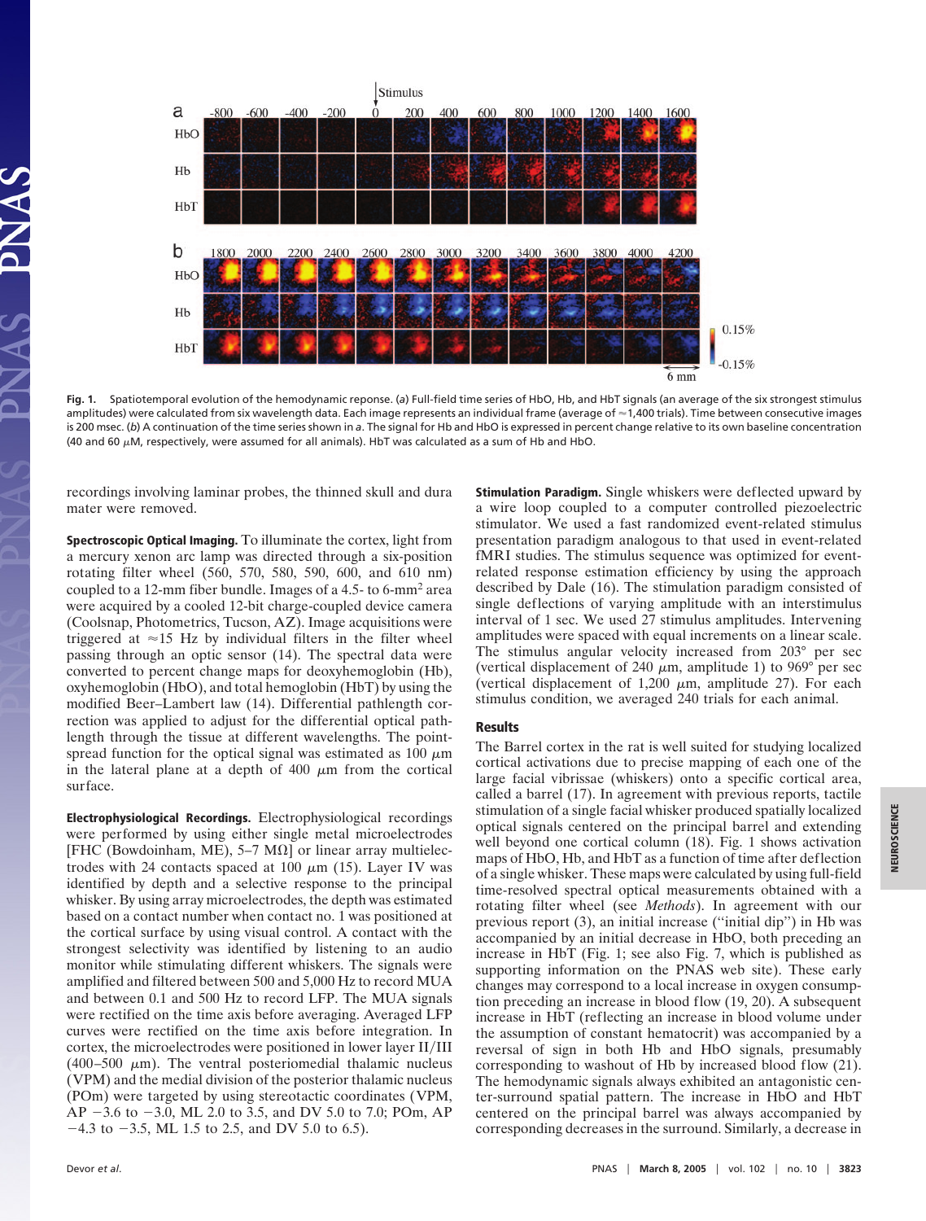Fig. 1. Spatiotemporal evolution of the hemodynamic reponse. (*a*) Full-field time series of HbO, Hb, and HbT signals (an average of the six strongest stimulus amplitudes) were calculated from six wavelength data. Each image represents an individual frame (average of ≈1,400 trials). Time between consecutive images is 200 msec. (*b*) A continuation of the time series shown in *a*. The signal for Hb and HbO is expressed in percent change relative to its own baseline concentration (40 and 60 μM, respectively, were assumed for all animals). HbT was calculated as a sum of Hb and HbO.

recordings involving laminar probes, the thinned skull and dura mater were removed.

**Spectroscopic Optical Imaging.** To illuminate the cortex, light from a mercury xenon arc lamp was directed through a six-position rotating filter wheel (560, 570, 580, 590, 600, and 610 nm) coupled to a 12-mm fiber bundle. Images of a 4.5- to 6-mm$^2$ area were acquired by a cooled 12-bit charge-coupled device camera (Coolsnap, Photometrics, Tucson, AZ). Image acquisitions were triggered at ≈15 Hz by individual filters in the filter wheel passing through an optic sensor (14). The spectral data were converted to percent change maps for deoxyhemoglobin (Hb), oxyhemoglobin (HbO), and total hemoglobin (HbT) by using the modified Beer–Lambert law (14). Differential pathlength correction was applied to adjust for the differential optical pathlength through the tissue at different wavelengths. The point-spread function for the optical signal was estimated as 100 μm in the lateral plane at a depth of 400 μm from the cortical surface.

**Electrophysiological Recordings.** Electrophysiological recordings were performed by using either single metal microelectrodes [FHC (Bowdoinham, ME), 5–7 MΩ] or linear array multielectrodes with 24 contacts spaced at 100 μm (15). Layer IV was identified by depth and a selective response to the principal whisker. By using array microelectrodes, the depth was estimated based on a contact number when contact no. 1 was positioned at the cortical surface by using visual control. A contact with the strongest selectivity was identified by listening to an audio monitor while stimulating different whiskers. The signals were amplified and filtered between 500 and 5,000 Hz to record MUA and between 0.1 and 500 Hz to record LFP. The MUA signals were rectified on the time axis before averaging. Averaged LFP curves were rectified on the time axis before integration. In cortex, the microelectrodes were positioned in lower layer II/III (400–500 μm). The ventral posteriomedial thalamic nucleus (VPM) and the medial division of the posterior thalamic nucleus (POm) were targeted by using stereotactic coordinates (VPM, AP −3.6 to −3.0, ML 2.0 to 3.5, and DV 5.0 to 7.0; POm, AP −4.3 to −3.5, ML 1.5 to 2.5, and DV 5.0 to 6.5).

**Stimulation Paradigm.** Single whiskers were deflected upward by a wire loop coupled to a computer controlled piezoelectric stimulator. We used a fast randomized event-related stimulus presentation paradigm analogous to that used in event-related fMRI studies. The stimulus sequence was optimized for event-related response estimation efficiency by using the approach described by Dale (16). The stimulation paradigm consisted of single deflections of varying amplitude with an interstimulus interval of 1 sec. We used 27 stimulus amplitudes. Intervening amplitudes were spaced with equal increments on a linear scale. The stimulus angular velocity increased from 203° per sec (vertical displacement of 240 μm, amplitude 1) to 969° per sec (vertical displacement of 1,200 μm, amplitude 27). For each stimulus condition, we averaged 240 trials for each animal.

## Results

The Barrel cortex in the rat is well suited for studying localized cortical activations due to precise mapping of each one of the large facial vibrissae (whiskers) onto a specific cortical area, called a barrel (17). In agreement with previous reports, tactile stimulation of a single facial whisker produced spatially localized optical signals centered on the principal barrel and extending well beyond one cortical column (18). Fig. 1 shows activation maps of HbO, Hb, and HbT as a function of time after deflection of a single whisker. These maps were calculated by using full-field time-resolved spectral optical measurements obtained with a rotating filter wheel (see *Methods*). In agreement with our previous report (3), an initial increase ("initial dip") in Hb was accompanied by an initial decrease in HbO, both preceding an increase in HbT (Fig. 1; see also Fig. 7, which is published as supporting information on the PNAS web site). These early changes may correspond to a local increase in oxygen consumption preceding an increase in blood flow (19, 20). A subsequent increase in HbT (reflecting an increase in blood volume under the assumption of constant hematocrit) was accompanied by a reversal of sign in both Hb and HbO signals, presumably corresponding to washout of Hb by increased blood flow (21). The hemodynamic signals always exhibited an antagonistic center-surround spatial pattern. The increase in HbO and HbT centered on the principal barrel was always accompanied by corresponding decreases in the surround. Similarly, a decrease in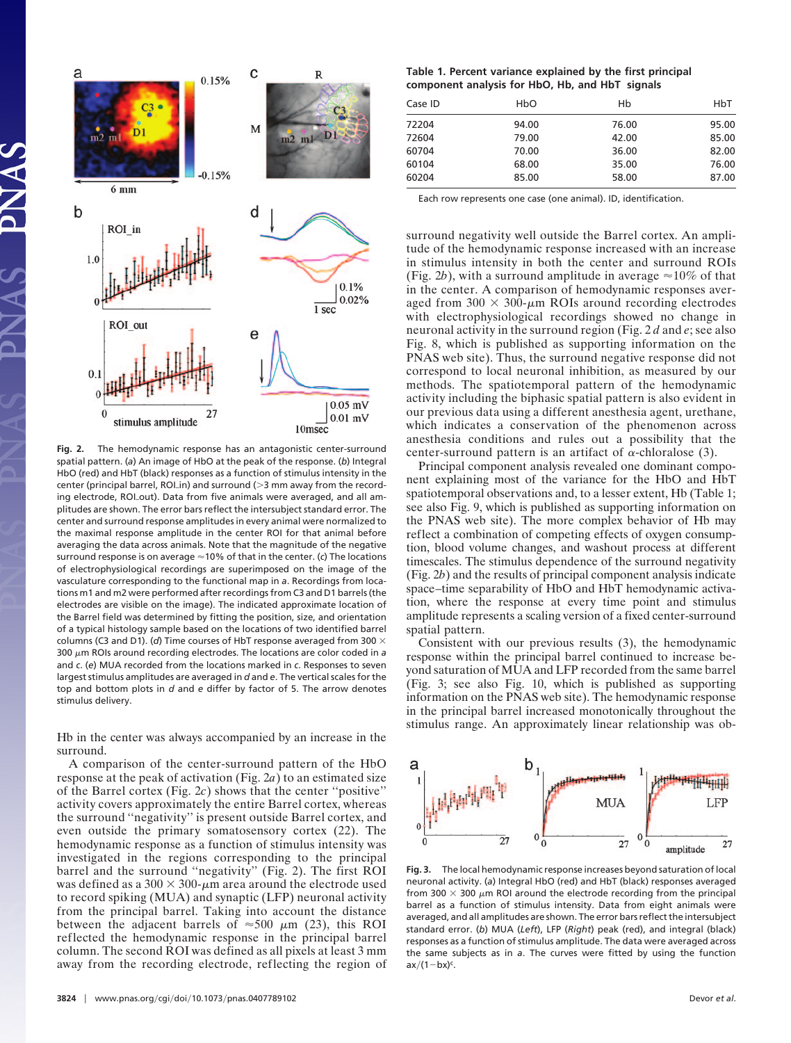**Fig. 2.** The hemodynamic response has an antagonistic center-surround spatial pattern. (*a*) An image of HbO at the peak of the response. (*b*) Integral HbO (red) and HbT (black) responses as a function of stimulus intensity in the center (principal barrel, ROI_in) and surround (>3 mm away from the recording electrode, ROI_out). Data from five animals were averaged, and all amplitudes are shown. The error bars reflect the intersubject standard error. The center and surround response amplitudes in every animal were normalized to the maximal response amplitude in the center ROI for that animal before averaging the data across animals. Note that the magnitude of the negative surround response is on average ≈10% of that in the center. (*c*) The locations of electrophysiological recordings are superimposed on the image of the vasculature corresponding to the functional map in *a*. Recordings from locations m1 and m2 were performed after recordings from C3 and D1 barrels (the electrodes are visible on the image). The indicated approximate location of the Barrel field was determined by fitting the position, size, and orientation of a typical histology sample based on the locations of two identified barrel columns (C3 and D1). (*d*) Time courses of HbT response averaged from 300 × 300 μm ROIs around recording electrodes. The locations are color coded in *a* and *c*. (*e*) MUA recorded from the locations marked in *c*. Responses to seven largest stimulus amplitudes are averaged in *d* and *e*. The vertical scales for the top and bottom plots in *d* and *e* differ by factor of 5. The arrow denotes stimulus delivery.

Hb in the center was always accompanied by an increase in the surround.

A comparison of the center-surround pattern of the HbO response at the peak of activation (Fig. 2*a*) to an estimated size of the Barrel cortex (Fig. 2*c*) shows that the center "positive" activity covers approximately the entire Barrel cortex, whereas the surround "negativity" is present outside Barrel cortex, and even outside the primary somatosensory cortex (22). The hemodynamic response as a function of stimulus intensity was investigated in the regions corresponding to the principal barrel and the surround "negativity" (Fig. 2). The first ROI was defined as a 300 × 300-μm area around the electrode used to record spiking (MUA) and synaptic (LFP) neuronal activity from the principal barrel. Taking into account the distance between the adjacent barrels of ≈500 μm (23), this ROI reflected the hemodynamic response in the principal barrel column. The second ROI was defined as all pixels at least 3 mm away from the recording electrode, reflecting the region of surround negativity well outside the Barrel cortex. An amplitude of the hemodynamic response increased with an increase in stimulus intensity in both the center and surround ROIs (Fig. 2*b*), with a surround amplitude in average ≈10% of that in the center. A comparison of hemodynamic responses averaged from 300 × 300-μm ROIs around recording electrodes with electrophysiological recordings showed no change in neuronal activity in the surround region (Fig. 2 *d* and *e*; see also Fig. 8, which is published as supporting information on the PNAS web site). Thus, the surround negative response did not correspond to local neuronal inhibition, as measured by our methods. The spatiotemporal pattern of the hemodynamic activity including the biphasic spatial pattern is also evident in our previous data using a different anesthesia agent, urethane, which indicates a conservation of the phenomenon across anesthesia conditions and rules out a possibility that the center-surround pattern is an artifact of α-chloralose (3).

Principal component analysis revealed one dominant component explaining most of the variance for the HbO and HbT spatiotemporal observations and, to a lesser extent, Hb (Table 1; see also Fig. 9, which is published as supporting information on the PNAS web site). The more complex behavior of Hb may reflect a combination of competing effects of oxygen consumption, blood volume changes, and washout process at different timescales. The stimulus dependence of the surround negativity (Fig. 2*b*) and the results of principal component analysis indicate space–time separability of HbO and HbT hemodynamic activation, where the response at every time point and stimulus amplitude represents a scaling version of a fixed center-surround spatial pattern.

Consistent with our previous results (3), the hemodynamic response within the principal barrel continued to increase beyond saturation of MUA and LFP recorded from the same barrel (Fig. 3; see also Fig. 10, which is published as supporting information on the PNAS web site). The hemodynamic response in the principal barrel increased monotonically throughout the stimulus range. An approximately linear relationship was ob-

**Table 1. Percent variance explained by the first principal component analysis for HbO, Hb, and HbT signals**

| Case ID | HbO | Hb | HbT |
|---|---|---|---|
| 72204 | 94.00 | 76.00 | 95.00 |
| 72604 | 79.00 | 42.00 | 85.00 |
| 60704 | 70.00 | 36.00 | 82.00 |
| 60104 | 68.00 | 35.00 | 76.00 |
| 60204 | 85.00 | 58.00 | 87.00 |

Each row represents one case (one animal). ID, identification.

**Fig. 3.** The local hemodynamic response increases beyond saturation of local neuronal activity. (*a*) Integral HbO (red) and HbT (black) responses averaged from 300 × 300 μm ROI around the electrode recording from the principal barrel as a function of stimulus intensity. Data from eight animals were averaged, and all amplitudes are shown. The error bars reflect the intersubject standard error. (*b*) MUA (*Left*), LFP (*Right*) peak (red), and integral (black) responses as a function of stimulus amplitude. The data were averaged across the same subjects as in *a*. The curves were fitted by using the function $ax/(1-bx)^c$.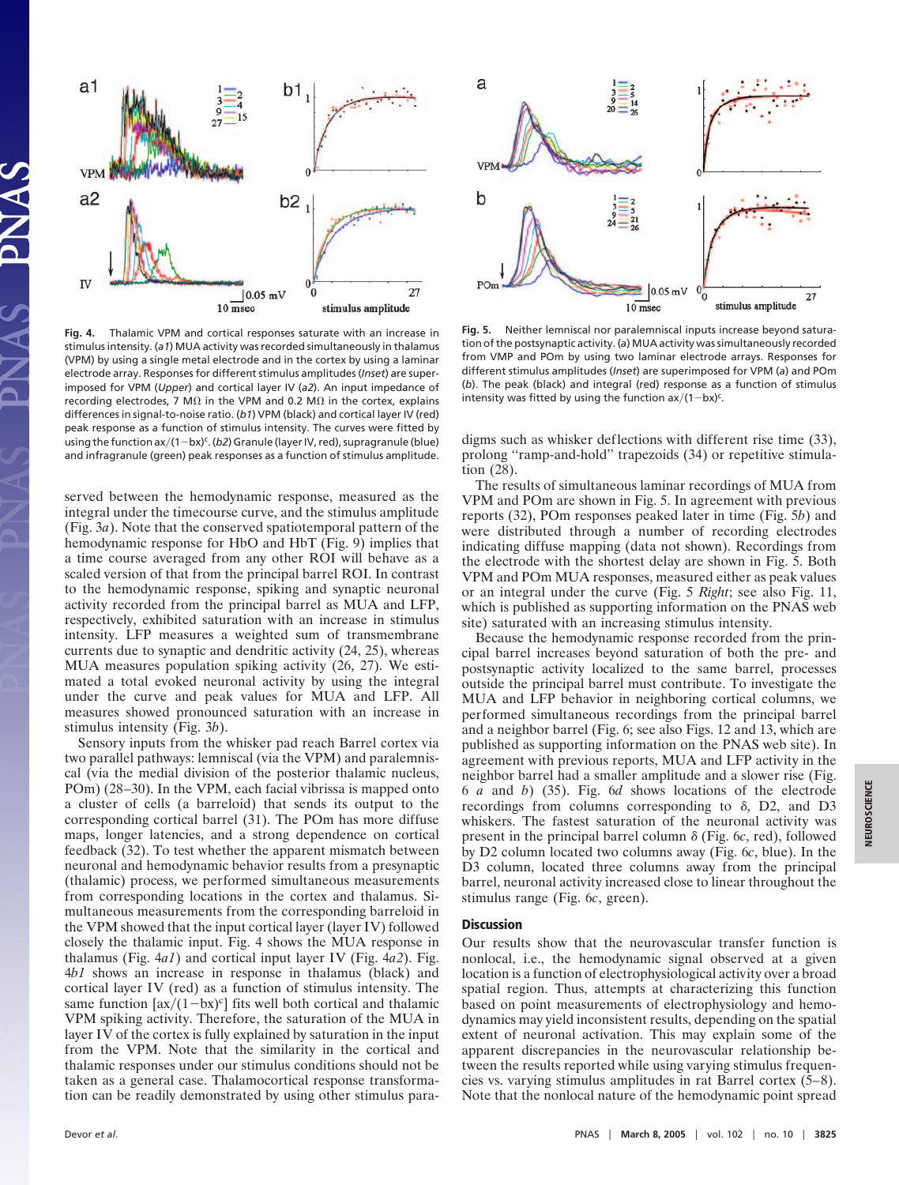**Fig. 4.** Thalamic VPM and cortical responses saturate with an increase in stimulus intensity. (*a1*) MUA activity was recorded simultaneously in thalamus (VPM) by using a single metal electrode and in the cortex by using a laminar electrode array. Responses for different stimulus amplitudes (*Inset*) are superimposed for VPM (*Upper*) and cortical layer IV (*a2*). An input impedance of recording electrodes, 7 MΩ in the VPM and 0.2 MΩ in the cortex, explains differences in signal-to-noise ratio. (*b1*) VPM (black) and cortical layer IV (red) peak response as a function of stimulus intensity. The curves were fitted by using the function $ax/(1-bx)^c$. (*b2*) Granule (layer IV, red), supragranule (blue) and infragranule (green) peak responses as a function of stimulus amplitude.

**Fig. 5.** Neither lemniscal nor paralemniscal inputs increase beyond saturation of the postsynaptic activity. (*a*) MUA activity was simultaneously recorded from VMP and POm by using two laminar electrode arrays. Responses for different stimulus amplitudes (*Inset*) are superimposed for VPM (*a*) and POm (*b*). The peak (black) and integral (red) response as a function of stimulus intensity was fitted by using the function $ax/(1-bx)^c$.

served between the hemodynamic response, measured as the integral under the timecourse curve, and the stimulus amplitude (Fig. 3*a*). Note that the conserved spatiotemporal pattern of the hemodynamic response for HbO and HbT (Fig. 9) implies that a time course averaged from any other ROI will behave as a scaled version of that from the principal barrel ROI. In contrast to the hemodynamic response, spiking and synaptic neuronal activity recorded from the principal barrel as MUA and LFP, respectively, exhibited saturation with an increase in stimulus intensity. LFP measures a weighted sum of transmembrane currents due to synaptic and dendritic activity (24, 25), whereas MUA measures population spiking activity (26, 27). We estimated a total evoked neuronal activity by using the integral under the curve and peak values for MUA and LFP. All measures showed pronounced saturation with an increase in stimulus intensity (Fig. 3*b*).

Sensory inputs from the whisker pad reach Barrel cortex via two parallel pathways: lemniscal (via the VPM) and paralemniscal (via the medial division of the posterior thalamic nucleus, POm) (28–30). In the VPM, each facial vibrissa is mapped onto a cluster of cells (a barreloid) that sends its output to the corresponding cortical barrel (31). The POm has more diffuse maps, longer latencies, and a strong dependence on cortical feedback (32). To test whether the apparent mismatch between neuronal and hemodynamic behavior results from a presynaptic (thalamic) process, we performed simultaneous measurements from corresponding locations in the cortex and thalamus. Simultaneous measurements from the corresponding barreloid in the VPM showed that the input cortical layer (layer IV) followed closely the thalamic input. Fig. 4 shows the MUA response in thalamus (Fig. 4*a1*) and cortical input layer IV (Fig. 4*a2*). Fig. 4*b1* shows an increase in response in thalamus (black) and cortical layer IV (red) as a function of stimulus intensity. The same function $[ax/(1-bx)^c]$ fits well both cortical and thalamic VPM spiking activity. Therefore, the saturation of the MUA in layer IV of the cortex is fully explained by saturation in the input from the VPM. Note that the similarity in the cortical and thalamic responses under our stimulus conditions should not be taken as a general case. Thalamocortical response transformation can be readily demonstrated by using other stimulus paradigms such as whisker deflections with different rise time (33), prolong "ramp-and-hold" trapezoids (34) or repetitive stimulation (28).

The results of simultaneous laminar recordings of MUA from VPM and POm are shown in Fig. 5. In agreement with previous reports (32), POm responses peaked later in time (Fig. 5*b*) and were distributed through a number of recording electrodes indicating diffuse mapping (data not shown). Recordings from the electrode with the shortest delay are shown in Fig. 5. Both VPM and POm MUA responses, measured either as peak values or an integral under the curve (Fig. 5 *Right*; see also Fig. 11, which is published as supporting information on the PNAS web site) saturated with an increasing stimulus intensity.

Because the hemodynamic response recorded from the principal barrel increases beyond saturation of both the pre- and postsynaptic activity localized to the same barrel, processes outside the principal barrel must contribute. To investigate the MUA and LFP behavior in neighboring cortical columns, we performed simultaneous recordings from the principal barrel and a neighbor barrel (Fig. 6; see also Figs. 12 and 13, which are published as supporting information on the PNAS web site). In agreement with previous reports, MUA and LFP activity in the neighbor barrel had a smaller amplitude and a slower rise (Fig. 6 *a* and *b*) (35). Fig. 6*d* shows locations of the electrode recordings from columns corresponding to δ, D2, and D3 whiskers. The fastest saturation of the neuronal activity was present in the principal barrel column δ (Fig. 6*c*, red), followed by D2 column located two columns away (Fig. 6*c*, blue). In the D3 column, located three columns away from the principal barrel, neuronal activity increased close to linear throughout the stimulus range (Fig. 6*c*, green).

## Discussion

Our results show that the neurovascular transfer function is nonlocal, i.e., the hemodynamic signal observed at a given location is a function of electrophysiological activity over a broad spatial region. Thus, attempts at characterizing this function based on point measurements of electrophysiology and hemodynamics may yield inconsistent results, depending on the spatial extent of neuronal activation. This may explain some of the apparent discrepancies in the neurovascular relationship between the results reported while using varying stimulus frequencies vs. varying stimulus amplitudes in rat Barrel cortex (5–8). Note that the nonlocal nature of the hemodynamic point spread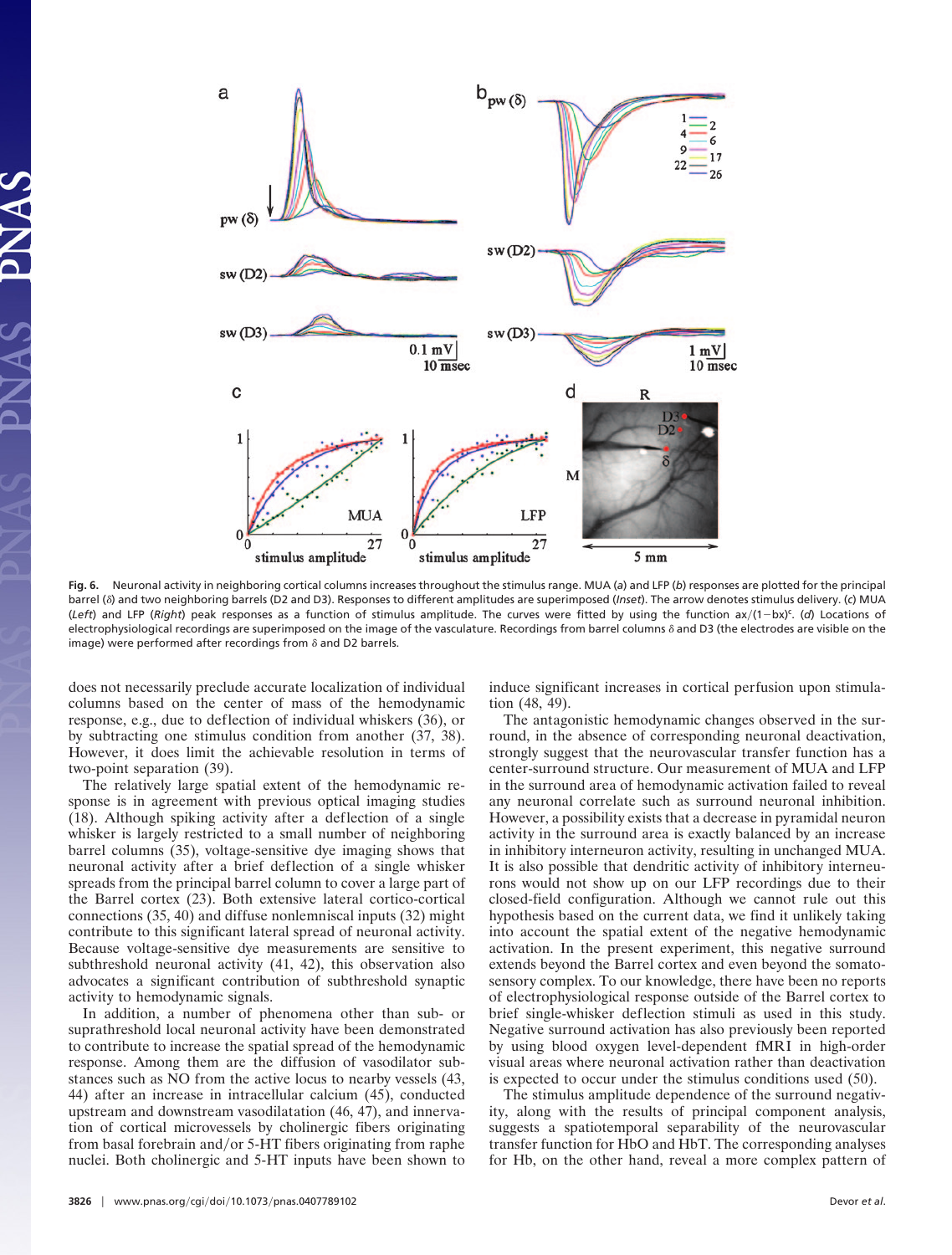Fig. 6. Neuronal activity in neighboring cortical columns increases throughout the stimulus range. MUA (*a*) and LFP (*b*) responses are plotted for the principal barrel (δ) and two neighboring barrels (D2 and D3). Responses to different amplitudes are superimposed (*Inset*). The arrow denotes stimulus delivery. (*c*) MUA (*Left*) and LFP (*Right*) peak responses as a function of stimulus amplitude. The curves were fitted by using the function $ax/(1-bx)^c$. (*d*) Locations of electrophysiological recordings are superimposed on the image of the vasculature. Recordings from barrel columns δ and D3 (the electrodes are visible on the image) were performed after recordings from δ and D2 barrels.

does not necessarily preclude accurate localization of individual columns based on the center of mass of the hemodynamic response, e.g., due to deflection of individual whiskers (36), or by subtracting one stimulus condition from another (37, 38). However, it does limit the achievable resolution in terms of two-point separation (39).

The relatively large spatial extent of the hemodynamic response is in agreement with previous optical imaging studies (18). Although spiking activity after a deflection of a single whisker is largely restricted to a small number of neighboring barrel columns (35), voltage-sensitive dye imaging shows that neuronal activity after a brief deflection of a single whisker spreads from the principal barrel column to cover a large part of the Barrel cortex (23). Both extensive lateral cortico-cortical connections (35, 40) and diffuse nonlemniscal inputs (32) might contribute to this significant lateral spread of neuronal activity. Because voltage-sensitive dye measurements are sensitive to subthreshold neuronal activity (41, 42), this observation also advocates a significant contribution of subthreshold synaptic activity to hemodynamic signals.

In addition, a number of phenomena other than sub- or suprathreshold local neuronal activity have been demonstrated to contribute to increase the spatial spread of the hemodynamic response. Among them are the diffusion of vasodilator substances such as NO from the active locus to nearby vessels (43, 44) after an increase in intracellular calcium (45), conducted upstream and downstream vasodilatation (46, 47), and innervation of cortical microvessels by cholinergic fibers originating from basal forebrain and/or 5-HT fibers originating from raphe nuclei. Both cholinergic and 5-HT inputs have been shown to induce significant increases in cortical perfusion upon stimulation (48, 49).

The antagonistic hemodynamic changes observed in the surround, in the absence of corresponding neuronal deactivation, strongly suggest that the neurovascular transfer function has a center-surround structure. Our measurement of MUA and LFP in the surround area of hemodynamic activation failed to reveal any neuronal correlate such as surround neuronal inhibition. However, a possibility exists that a decrease in pyramidal neuron activity in the surround area is exactly balanced by an increase in inhibitory interneuron activity, resulting in unchanged MUA. It is also possible that dendritic activity of inhibitory interneurons would not show up on our LFP recordings due to their closed-field configuration. Although we cannot rule out this hypothesis based on the current data, we find it unlikely taking into account the spatial extent of the negative hemodynamic activation. In the present experiment, this negative surround extends beyond the Barrel cortex and even beyond the somatosensory complex. To our knowledge, there have been no reports of electrophysiological response outside of the Barrel cortex to brief single-whisker deflection stimuli as used in this study. Negative surround activation has also previously been reported by using blood oxygen level-dependent fMRI in high-order visual areas where neuronal activation rather than deactivation is expected to occur under the stimulus conditions used (50).

The stimulus amplitude dependence of the surround negativity, along with the results of principal component analysis, suggests a spatiotemporal separability of the neurovascular transfer function for HbO and HbT. The corresponding analyses for Hb, on the other hand, reveal a more complex pattern of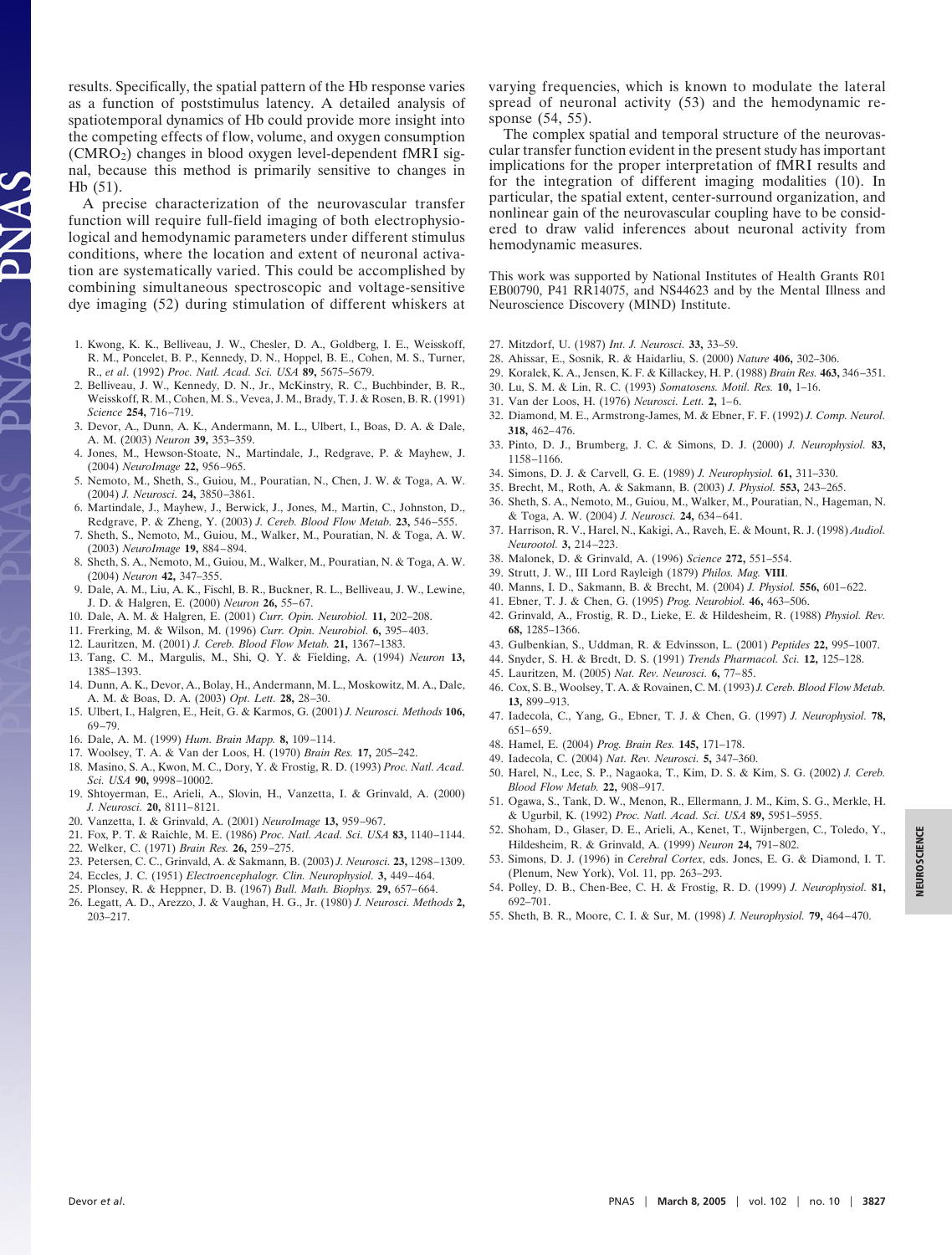results. Specifically, the spatial pattern of the Hb response varies as a function of poststimulus latency. A detailed analysis of spatiotemporal dynamics of Hb could provide more insight into the competing effects of flow, volume, and oxygen consumption ($CMRO_2$) changes in blood oxygen level-dependent fMRI signal, because this method is primarily sensitive to changes in Hb (51).

A precise characterization of the neurovascular transfer function will require full-field imaging of both electrophysiological and hemodynamic parameters under different stimulus conditions, where the location and extent of neuronal activation are systematically varied. This could be accomplished by combining simultaneous spectroscopic and voltage-sensitive dye imaging (52) during stimulation of different whiskers at varying frequencies, which is known to modulate the lateral spread of neuronal activity (53) and the hemodynamic response (54, 55).

The complex spatial and temporal structure of the neurovascular transfer function evident in the present study has important implications for the proper interpretation of fMRI results and for the integration of different imaging modalities (10). In particular, the spatial extent, center-surround organization, and nonlinear gain of the neurovascular coupling have to be considered to draw valid inferences about neuronal activity from hemodynamic measures.

This work was supported by National Institutes of Health Grants R01 EB00790, P41 RR14075, and NS44623 and by the Mental Illness and Neuroscience Discovery (MIND) Institute.

1. Kwong, K. K., Belliveau, J. W., Chesler, D. A., Goldberg, I. E., Weisskoff, R. M., Poncelet, B. P., Kennedy, D. N., Hoppel, B. E., Cohen, M. S., Turner, R., *et al*. (1992) *Proc. Natl. Acad. Sci. USA* **89,** 5675–5679.
2. Belliveau, J. W., Kennedy, D. N., Jr., McKinstry, R. C., Buchbinder, B. R., Weisskoff, R. M., Cohen, M. S., Vevea, J. M., Brady, T. J. & Rosen, B. R. (1991) *Science* **254,** 716–719.
3. Devor, A., Dunn, A. K., Andermann, M. L., Ulbert, I., Boas, D. A. & Dale, A. M. (2003) *Neuron* **39,** 353–359.
4. Jones, M., Hewson-Stoate, N., Martindale, J., Redgrave, P. & Mayhew, J. (2004) *NeuroImage* **22,** 956–965.
5. Nemoto, M., Sheth, S., Guiou, M., Pouratian, N., Chen, J. W. & Toga, A. W. (2004) *J. Neurosci.* **24,** 3850–3861.
6. Martindale, J., Mayhew, J., Berwick, J., Jones, M., Martin, C., Johnston, D., Redgrave, P. & Zheng, Y. (2003) *J. Cereb. Blood Flow Metab.* **23,** 546–555.
7. Sheth, S., Nemoto, M., Guiou, M., Walker, M., Pouratian, N. & Toga, A. W. (2003) *NeuroImage* **19,** 884–894.
8. Sheth, S. A., Nemoto, M., Guiou, M., Walker, M., Pouratian, N. & Toga, A. W. (2004) *Neuron* **42,** 347–355.
9. Dale, A. M., Liu, A. K., Fischl, B. R., Buckner, R. L., Belliveau, J. W., Lewine, J. D. & Halgren, E. (2000) *Neuron* **26,** 55–67.
10. Dale, A. M. & Halgren, E. (2001) *Curr. Opin. Neurobiol.* **11,** 202–208.
11. Frerking, M. & Wilson, M. (1996) *Curr. Opin. Neurobiol.* **6,** 395–403.
12. Lauritzen, M. (2001) *J. Cereb. Blood Flow Metab.* **21,** 1367–1383.
13. Tang, C. M., Margulis, M., Shi, Q. Y. & Fielding, A. (1994) *Neuron* **13,** 1385–1393.
14. Dunn, A. K., Devor, A., Bolay, H., Andermann, M. L., Moskowitz, M. A., Dale, A. M. & Boas, D. A. (2003) *Opt. Lett.* **28,** 28–30.
15. Ulbert, I., Halgren, E., Heit, G. & Karmos, G. (2001) *J. Neurosci. Methods* **106,** 69–79.
16. Dale, A. M. (1999) *Hum. Brain Mapp.* **8,** 109–114.
17. Woolsey, T. A. & Van der Loos, H. (1970) *Brain Res.* **17,** 205–242.
18. Masino, S. A., Kwon, M. C., Dory, Y. & Frostig, R. D. (1993) *Proc. Natl. Acad. Sci. USA* **90,** 9998–10002.
19. Shtoyerman, E., Arieli, A., Slovin, H., Vanzetta, I. & Grinvald, A. (2000) *J. Neurosci.* **20,** 8111–8121.
20. Vanzetta, I. & Grinvald, A. (2001) *NeuroImage* **13,** 959–967.
21. Fox, P. T. & Raichle, M. E. (1986) *Proc. Natl. Acad. Sci. USA* **83,** 1140–1144.
22. Welker, C. (1971) *Brain Res.* **26,** 259–275.
23. Petersen, C. C., Grinvald, A. & Sakmann, B. (2003) *J. Neurosci.* **23,** 1298–1309.
24. Eccles, J. C. (1951) *Electroencephalogr. Clin. Neurophysiol.* **3,** 449–464.
25. Plonsey, R. & Heppner, D. B. (1967) *Bull. Math. Biophys.* **29,** 657–664.
26. Legatt, A. D., Arezzo, J. & Vaughan, H. G., Jr. (1980) *J. Neurosci. Methods* **2,** 203–217.
27. Mitzdorf, U. (1987) *Int. J. Neurosci.* **33,** 33–59.
28. Ahissar, E., Sosnik, R. & Haidarliu, S. (2000) *Nature* **406,** 302–306.
29. Koralek, K. A., Jensen, K. F. & Killackey, H. P. (1988) *Brain Res.* **463,** 346–351.
30. Lu, S. M. & Lin, R. C. (1993) *Somatosens. Motil. Res.* **10,** 1–16.
31. Van der Loos, H. (1976) *Neurosci. Lett.* **2,** 1–6.
32. Diamond, M. E., Armstrong-James, M. & Ebner, F. F. (1992) *J. Comp. Neurol.* **318,** 462–476.
33. Pinto, D. J., Brumberg, J. C. & Simons, D. J. (2000) *J. Neurophysiol.* **83,** 1158–1166.
34. Simons, D. J. & Carvell, G. E. (1989) *J. Neurophysiol.* **61,** 311–330.
35. Brecht, M., Roth, A. & Sakmann, B. (2003) *J. Physiol.* **553,** 243–265.
36. Sheth, S. A., Nemoto, M., Guiou, M., Walker, M., Pouratian, N., Hageman, N. & Toga, A. W. (2004) *J. Neurosci.* **24,** 634–641.
37. Harrison, R. V., Harel, N., Kakigi, A., Raveh, E. & Mount, R. J. (1998) *Audiol. Neurootol.* **3,** 214–223.
38. Malonek, D. & Grinvald, A. (1996) *Science* **272,** 551–554.
39. Strutt, J. W., III Lord Rayleigh (1879) *Philos. Mag.* **VIII**.
40. Manns, I. D., Sakmann, B. & Brecht, M. (2004) *J. Physiol.* **556,** 601–622.
41. Ebner, T. J. & Chen, G. (1995) *Prog. Neurobiol.* **46,** 463–506.
42. Grinvald, A., Frostig, R. D., Lieke, E. & Hildesheim, R. (1988) *Physiol. Rev.* **68,** 1285–1366.
43. Gulbenkian, S., Uddman, R. & Edvinsson, L. (2001) *Peptides* **22,** 995–1007.
44. Snyder, S. H. & Bredt, D. S. (1991) *Trends Pharmacol. Sci.* **12,** 125–128.
45. Lauritzen, M. (2005) *Nat. Rev. Neurosci.* **6,** 77–85.
46. Cox, S. B., Woolsey, T. A. & Rovainen, C. M. (1993) *J. Cereb. Blood Flow Metab.* **13,** 899–913.
47. Iadecola, C., Yang, G., Ebner, T. J. & Chen, G. (1997) *J. Neurophysiol.* **78,** 651–659.
48. Hamel, E. (2004) *Prog. Brain Res.* **145,** 171–178.
49. Iadecola, C. (2004) *Nat. Rev. Neurosci.* **5,** 347–360.
50. Harel, N., Lee, S. P., Nagaoka, T., Kim, D. S. & Kim, S. G. (2002) *J. Cereb. Blood Flow Metab.* **22,** 908–917.
51. Ogawa, S., Tank, D. W., Menon, R., Ellermann, J. M., Kim, S. G., Merkle, H. & Ugurbil, K. (1992) *Proc. Natl. Acad. Sci. USA* **89,** 5951–5955.
52. Shoham, D., Glaser, D. E., Arieli, A., Kenet, T., Wijnbergen, C., Toledo, Y., Hildesheim, R. & Grinvald, A. (1999) *Neuron* **24,** 791–802.
53. Simons, D. J. (1996) in *Cerebral Cortex*, eds. Jones, E. G. & Diamond, I. T. (Plenum, New York), Vol. 11, pp. 263–293.
54. Polley, D. B., Chen-Bee, C. H. & Frostig, R. D. (1999) *J. Neurophysiol.* **81,** 692–701.
55. Sheth, B. R., Moore, C. I. & Sur, M. (1998) *J. Neurophysiol.* **79,** 464–470.